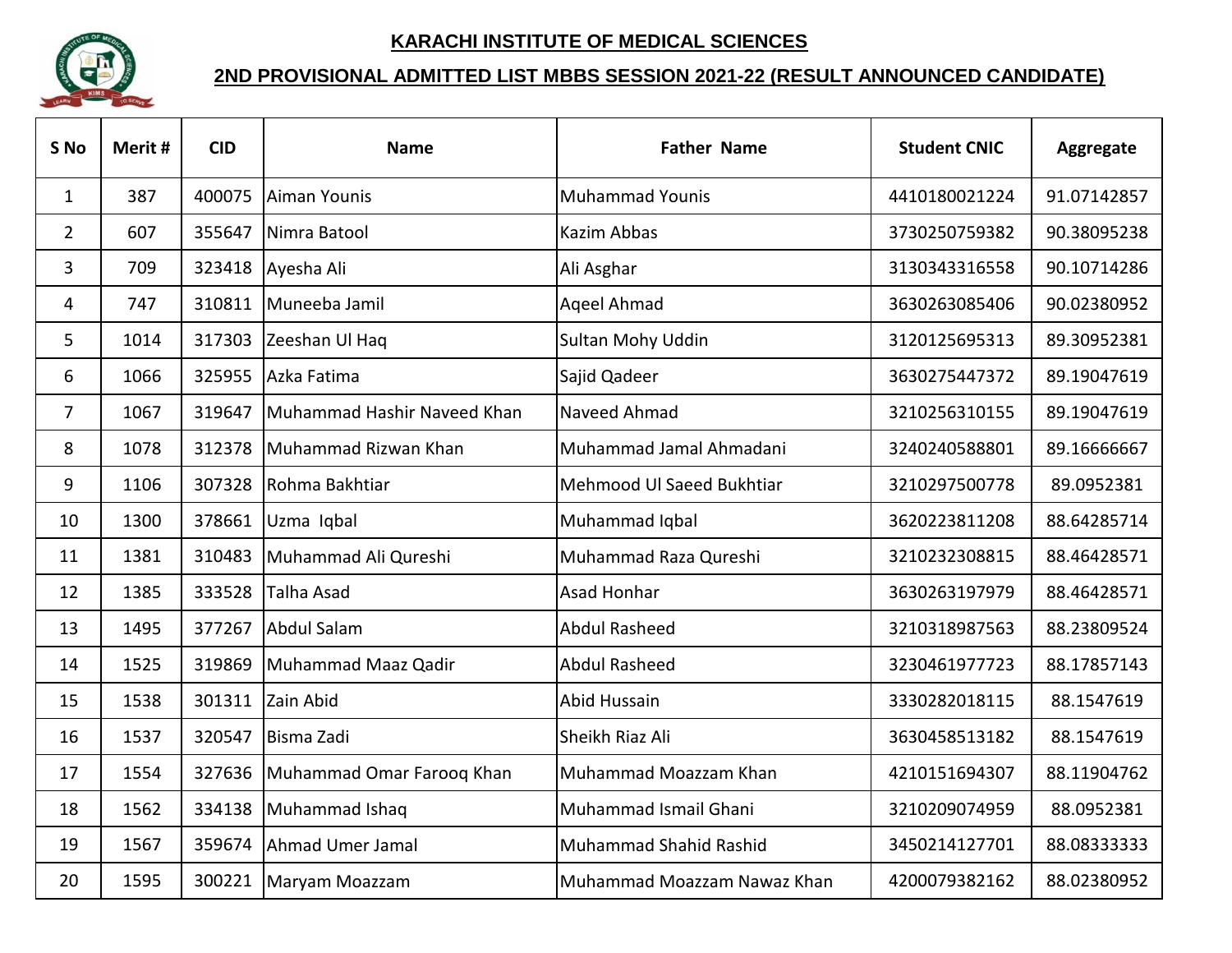# KARACHI INSTITUTE OF MEDICAL SCIENCES

## 2ND PROVISIONAL ADMITTED LIST MBBS SESSION 2021-22 (RESULT ANNOUNCED CANDIDATE)

| S No | Merit # | CID | Name | Father Name | Student CNIC | Aggregate |
|---|---|---|---|---|---|---|
| 1 | 387 | 400075 | Aiman Younis | Muhammad Younis | 4410180021224 | 91.07142857 |
| 2 | 607 | 355647 | Nimra Batool | Kazim Abbas | 3730250759382 | 90.38095238 |
| 3 | 709 | 323418 | Ayesha Ali | Ali Asghar | 3130343316558 | 90.10714286 |
| 4 | 747 | 310811 | Muneeba Jamil | Aqeel Ahmad | 3630263085406 | 90.02380952 |
| 5 | 1014 | 317303 | Zeeshan Ul Haq | Sultan Mohy Uddin | 3120125695313 | 89.30952381 |
| 6 | 1066 | 325955 | Azka Fatima | Sajid Qadeer | 3630275447372 | 89.19047619 |
| 7 | 1067 | 319647 | Muhammad Hashir Naveed Khan | Naveed Ahmad | 3210256310155 | 89.19047619 |
| 8 | 1078 | 312378 | Muhammad Rizwan Khan | Muhammad Jamal Ahmadani | 3240240588801 | 89.16666667 |
| 9 | 1106 | 307328 | Rohma Bakhtiar | Mehmood Ul Saeed Bukhtiar | 3210297500778 | 89.0952381 |
| 10 | 1300 | 378661 | Uzma Iqbal | Muhammad Iqbal | 3620223811208 | 88.64285714 |
| 11 | 1381 | 310483 | Muhammad Ali Qureshi | Muhammad Raza Qureshi | 3210232308815 | 88.46428571 |
| 12 | 1385 | 333528 | Talha Asad | Asad Honhar | 3630263197979 | 88.46428571 |
| 13 | 1495 | 377267 | Abdul Salam | Abdul Rasheed | 3210318987563 | 88.23809524 |
| 14 | 1525 | 319869 | Muhammad Maaz Qadir | Abdul Rasheed | 3230461977723 | 88.17857143 |
| 15 | 1538 | 301311 | Zain Abid | Abid Hussain | 3330282018115 | 88.1547619 |
| 16 | 1537 | 320547 | Bisma Zadi | Sheikh Riaz Ali | 3630458513182 | 88.1547619 |
| 17 | 1554 | 327636 | Muhammad Omar Farooq Khan | Muhammad Moazzam Khan | 4210151694307 | 88.11904762 |
| 18 | 1562 | 334138 | Muhammad Ishaq | Muhammad Ismail Ghani | 3210209074959 | 88.0952381 |
| 19 | 1567 | 359674 | Ahmad Umer Jamal | Muhammad Shahid Rashid | 3450214127701 | 88.08333333 |
| 20 | 1595 | 300221 | Maryam Moazzam | Muhammad Moazzam Nawaz Khan | 4200079382162 | 88.02380952 |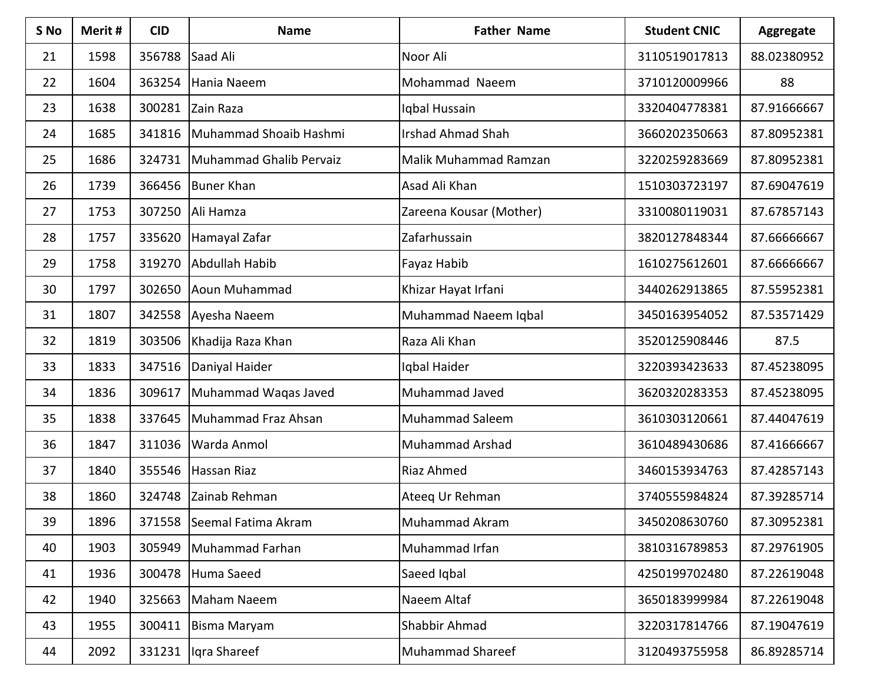| S No | Merit # | CID | Name | Father Name | Student CNIC | Aggregate |
|---|---|---|---|---|---|---|
| 21 | 1598 | 356788 | Saad Ali | Noor Ali | 3110519017813 | 88.02380952 |
| 22 | 1604 | 363254 | Hania Naeem | Mohammad Naeem | 3710120009966 | 88 |
| 23 | 1638 | 300281 | Zain Raza | Iqbal Hussain | 3320404778381 | 87.91666667 |
| 24 | 1685 | 341816 | Muhammad Shoaib Hashmi | Irshad Ahmad Shah | 3660202350663 | 87.80952381 |
| 25 | 1686 | 324731 | Muhammad Ghalib Pervaiz | Malik Muhammad Ramzan | 3220259283669 | 87.80952381 |
| 26 | 1739 | 366456 | Buner Khan | Asad Ali Khan | 1510303723197 | 87.69047619 |
| 27 | 1753 | 307250 | Ali Hamza | Zareena Kousar (Mother) | 3310080119031 | 87.67857143 |
| 28 | 1757 | 335620 | Hamayal Zafar | Zafarhussain | 3820127848344 | 87.66666667 |
| 29 | 1758 | 319270 | Abdullah Habib | Fayaz Habib | 1610275612601 | 87.66666667 |
| 30 | 1797 | 302650 | Aoun Muhammad | Khizar Hayat Irfani | 3440262913865 | 87.55952381 |
| 31 | 1807 | 342558 | Ayesha Naeem | Muhammad Naeem Iqbal | 3450163954052 | 87.53571429 |
| 32 | 1819 | 303506 | Khadija Raza Khan | Raza Ali Khan | 3520125908446 | 87.5 |
| 33 | 1833 | 347516 | Daniyal Haider | Iqbal Haider | 3220393423633 | 87.45238095 |
| 34 | 1836 | 309617 | Muhammad Waqas Javed | Muhammad Javed | 3620320283353 | 87.45238095 |
| 35 | 1838 | 337645 | Muhammad Fraz Ahsan | Muhammad Saleem | 3610303120661 | 87.44047619 |
| 36 | 1847 | 311036 | Warda Anmol | Muhammad Arshad | 3610489430686 | 87.41666667 |
| 37 | 1840 | 355546 | Hassan Riaz | Riaz Ahmed | 3460153934763 | 87.42857143 |
| 38 | 1860 | 324748 | Zainab Rehman | Ateeq Ur Rehman | 3740555984824 | 87.39285714 |
| 39 | 1896 | 371558 | Seemal Fatima Akram | Muhammad Akram | 3450208630760 | 87.30952381 |
| 40 | 1903 | 305949 | Muhammad Farhan | Muhammad Irfan | 3810316789853 | 87.29761905 |
| 41 | 1936 | 300478 | Huma Saeed | Saeed Iqbal | 4250199702480 | 87.22619048 |
| 42 | 1940 | 325663 | Maham Naeem | Naeem Altaf | 3650183999984 | 87.22619048 |
| 43 | 1955 | 300411 | Bisma Maryam | Shabbir Ahmad | 3220317814766 | 87.19047619 |
| 44 | 2092 | 331231 | Iqra Shareef | Muhammad Shareef | 3120493755958 | 86.89285714 |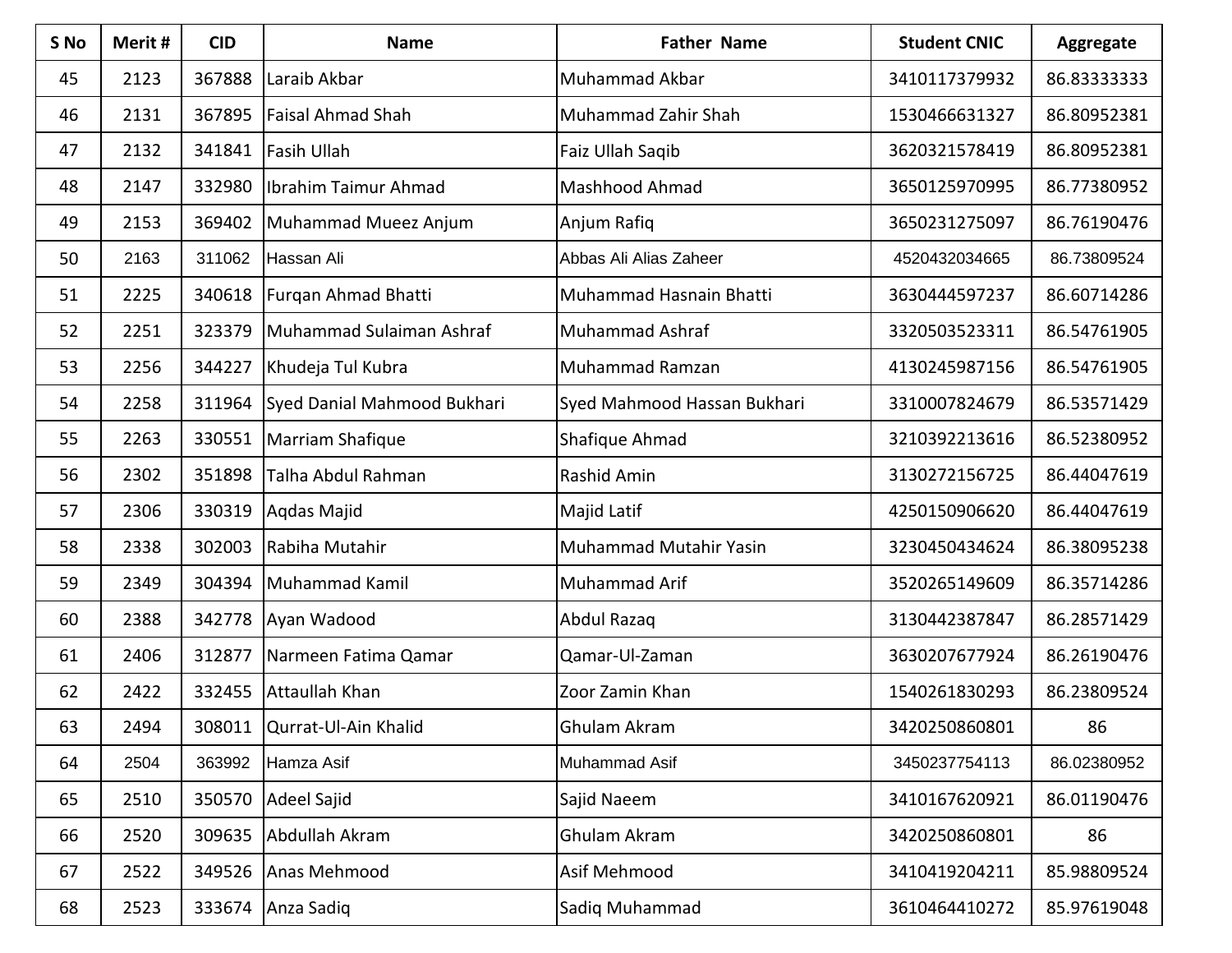| S No | Merit # | CID | Name | Father Name | Student CNIC | Aggregate |
|---|---|---|---|---|---|---|
| 45 | 2123 | 367888 | Laraib Akbar | Muhammad Akbar | 3410117379932 | 86.83333333 |
| 46 | 2131 | 367895 | Faisal Ahmad Shah | Muhammad Zahir Shah | 1530466631327 | 86.80952381 |
| 47 | 2132 | 341841 | Fasih Ullah | Faiz Ullah Saqib | 3620321578419 | 86.80952381 |
| 48 | 2147 | 332980 | Ibrahim Taimur Ahmad | Mashhood Ahmad | 3650125970995 | 86.77380952 |
| 49 | 2153 | 369402 | Muhammad Mueez Anjum | Anjum Rafiq | 3650231275097 | 86.76190476 |
| 50 | 2163 | 311062 | Hassan Ali | Abbas Ali Alias Zaheer | 4520432034665 | 86.73809524 |
| 51 | 2225 | 340618 | Furqan Ahmad Bhatti | Muhammad Hasnain Bhatti | 3630444597237 | 86.60714286 |
| 52 | 2251 | 323379 | Muhammad Sulaiman Ashraf | Muhammad Ashraf | 3320503523311 | 86.54761905 |
| 53 | 2256 | 344227 | Khudeja Tul Kubra | Muhammad Ramzan | 4130245987156 | 86.54761905 |
| 54 | 2258 | 311964 | Syed Danial Mahmood Bukhari | Syed Mahmood Hassan Bukhari | 3310007824679 | 86.53571429 |
| 55 | 2263 | 330551 | Marriam Shafique | Shafique Ahmad | 3210392213616 | 86.52380952 |
| 56 | 2302 | 351898 | Talha Abdul Rahman | Rashid Amin | 3130272156725 | 86.44047619 |
| 57 | 2306 | 330319 | Aqdas Majid | Majid Latif | 4250150906620 | 86.44047619 |
| 58 | 2338 | 302003 | Rabiha Mutahir | Muhammad Mutahir Yasin | 3230450434624 | 86.38095238 |
| 59 | 2349 | 304394 | Muhammad Kamil | Muhammad Arif | 3520265149609 | 86.35714286 |
| 60 | 2388 | 342778 | Ayan Wadood | Abdul Razaq | 3130442387847 | 86.28571429 |
| 61 | 2406 | 312877 | Narmeen Fatima Qamar | Qamar-Ul-Zaman | 3630207677924 | 86.26190476 |
| 62 | 2422 | 332455 | Attaullah Khan | Zoor Zamin Khan | 1540261830293 | 86.23809524 |
| 63 | 2494 | 308011 | Qurrat-Ul-Ain Khalid | Ghulam Akram | 3420250860801 | 86 |
| 64 | 2504 | 363992 | Hamza Asif | Muhammad Asif | 3450237754113 | 86.02380952 |
| 65 | 2510 | 350570 | Adeel Sajid | Sajid Naeem | 3410167620921 | 86.01190476 |
| 66 | 2520 | 309635 | Abdullah Akram | Ghulam Akram | 3420250860801 | 86 |
| 67 | 2522 | 349526 | Anas Mehmood | Asif Mehmood | 3410419204211 | 85.98809524 |
| 68 | 2523 | 333674 | Anza Sadiq | Sadiq Muhammad | 3610464410272 | 85.97619048 |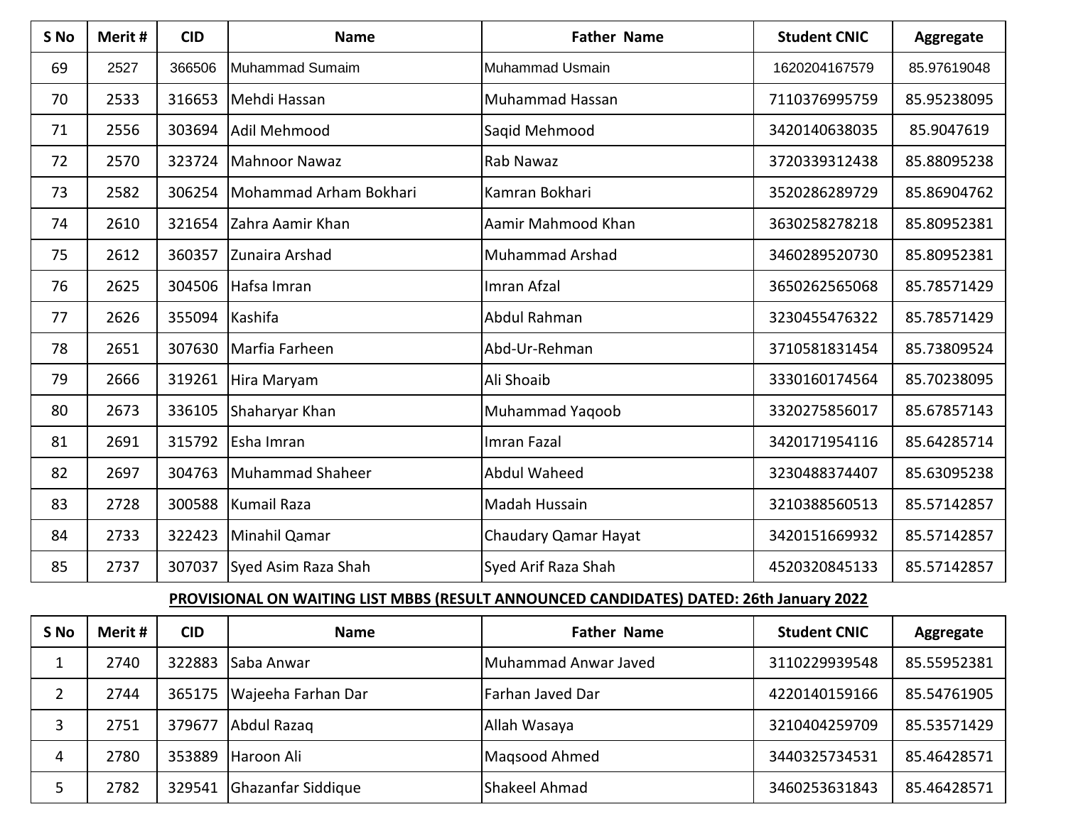| S No | Merit # | CID | Name | Father Name | Student CNIC | Aggregate |
|---|---|---|---|---|---|---|
| 69 | 2527 | 366506 | Muhammad Sumaim | Muhammad Usmain | 1620204167579 | 85.97619048 |
| 70 | 2533 | 316653 | Mehdi Hassan | Muhammad Hassan | 7110376995759 | 85.95238095 |
| 71 | 2556 | 303694 | Adil Mehmood | Saqid Mehmood | 3420140638035 | 85.9047619 |
| 72 | 2570 | 323724 | Mahnoor Nawaz | Rab Nawaz | 3720339312438 | 85.88095238 |
| 73 | 2582 | 306254 | Mohammad Arham Bokhari | Kamran Bokhari | 3520286289729 | 85.86904762 |
| 74 | 2610 | 321654 | Zahra Aamir Khan | Aamir Mahmood Khan | 3630258278218 | 85.80952381 |
| 75 | 2612 | 360357 | Zunaira Arshad | Muhammad Arshad | 3460289520730 | 85.80952381 |
| 76 | 2625 | 304506 | Hafsa Imran | Imran Afzal | 3650262565068 | 85.78571429 |
| 77 | 2626 | 355094 | Kashifa | Abdul Rahman | 3230455476322 | 85.78571429 |
| 78 | 2651 | 307630 | Marfia Farheen | Abd-Ur-Rehman | 3710581831454 | 85.73809524 |
| 79 | 2666 | 319261 | Hira Maryam | Ali Shoaib | 3330160174564 | 85.70238095 |
| 80 | 2673 | 336105 | Shaharyar Khan | Muhammad Yaqoob | 3320275856017 | 85.67857143 |
| 81 | 2691 | 315792 | Esha Imran | Imran Fazal | 3420171954116 | 85.64285714 |
| 82 | 2697 | 304763 | Muhammad Shaheer | Abdul Waheed | 3230488374407 | 85.63095238 |
| 83 | 2728 | 300588 | Kumail Raza | Madah Hussain | 3210388560513 | 85.57142857 |
| 84 | 2733 | 322423 | Minahil Qamar | Chaudary Qamar Hayat | 3420151669932 | 85.57142857 |
| 85 | 2737 | 307037 | Syed Asim Raza Shah | Syed Arif Raza Shah | 4520320845133 | 85.57142857 |

**PROVISIONAL ON WAITING LIST MBBS (RESULT ANNOUNCED CANDIDATES) DATED: 26th January 2022**

| S No | Merit # | CID | Name | Father Name | Student CNIC | Aggregate |
|---|---|---|---|---|---|---|
| 1 | 2740 | 322883 | Saba Anwar | Muhammad Anwar Javed | 3110229939548 | 85.55952381 |
| 2 | 2744 | 365175 | Wajeeha Farhan Dar | Farhan Javed Dar | 4220140159166 | 85.54761905 |
| 3 | 2751 | 379677 | Abdul Razaq | Allah Wasaya | 3210404259709 | 85.53571429 |
| 4 | 2780 | 353889 | Haroon Ali | Maqsood Ahmed | 3440325734531 | 85.46428571 |
| 5 | 2782 | 329541 | Ghazanfar Siddique | Shakeel Ahmad | 3460253631843 | 85.46428571 |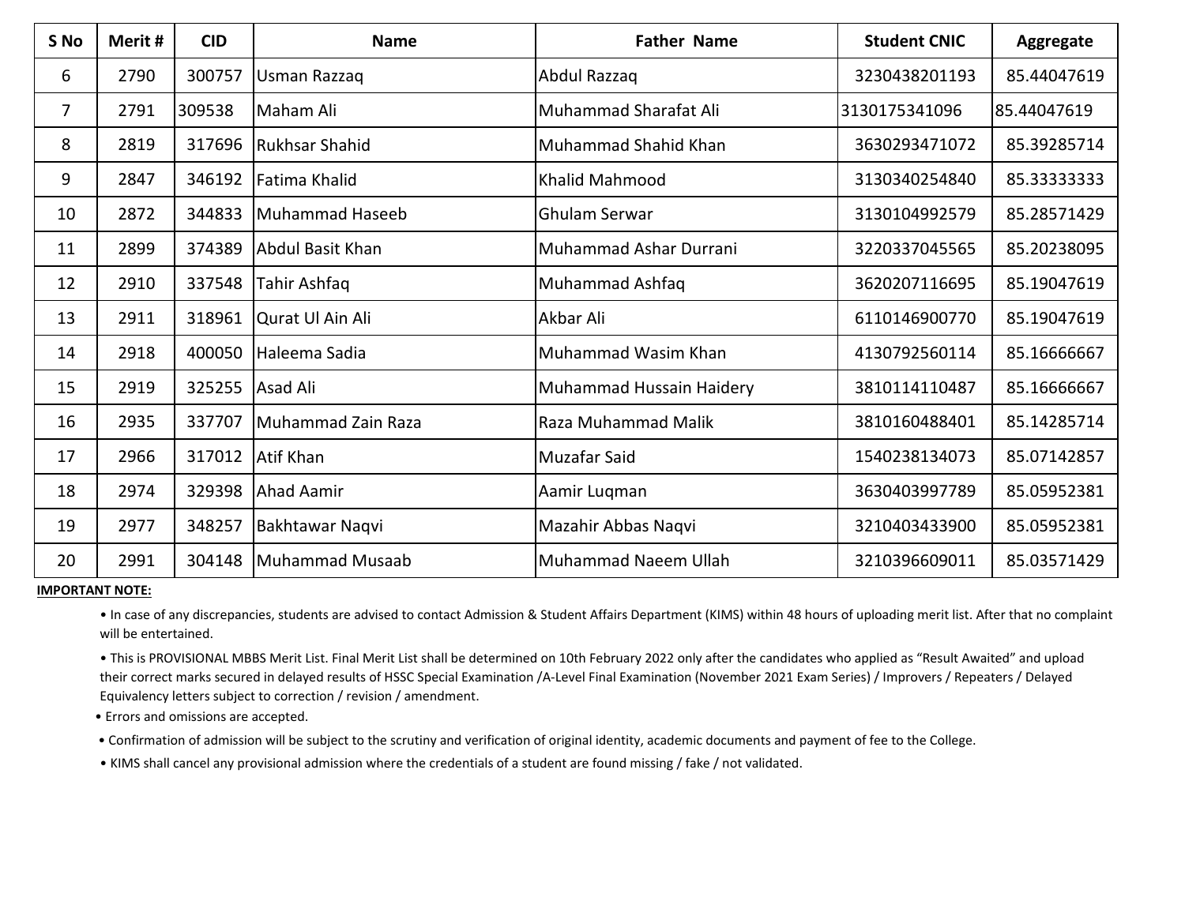| S No | Merit # | CID | Name | Father Name | Student CNIC | Aggregate |
|---|---|---|---|---|---|---|
| 6 | 2790 | 300757 | Usman Razzaq | Abdul Razzaq | 3230438201193 | 85.44047619 |
| 7 | 2791 | 309538 | Maham Ali | Muhammad Sharafat Ali | 3130175341096 | 85.44047619 |
| 8 | 2819 | 317696 | Rukhsar Shahid | Muhammad Shahid Khan | 3630293471072 | 85.39285714 |
| 9 | 2847 | 346192 | Fatima Khalid | Khalid Mahmood | 3130340254840 | 85.33333333 |
| 10 | 2872 | 344833 | Muhammad Haseeb | Ghulam Serwar | 3130104992579 | 85.28571429 |
| 11 | 2899 | 374389 | Abdul Basit Khan | Muhammad Ashar Durrani | 3220337045565 | 85.20238095 |
| 12 | 2910 | 337548 | Tahir Ashfaq | Muhammad Ashfaq | 3620207116695 | 85.19047619 |
| 13 | 2911 | 318961 | Qurat Ul Ain Ali | Akbar Ali | 6110146900770 | 85.19047619 |
| 14 | 2918 | 400050 | Haleema Sadia | Muhammad Wasim Khan | 4130792560114 | 85.16666667 |
| 15 | 2919 | 325255 | Asad Ali | Muhammad Hussain Haidery | 3810114110487 | 85.16666667 |
| 16 | 2935 | 337707 | Muhammad Zain Raza | Raza Muhammad Malik | 3810160488401 | 85.14285714 |
| 17 | 2966 | 317012 | Atif Khan | Muzafar Said | 1540238134073 | 85.07142857 |
| 18 | 2974 | 329398 | Ahad Aamir | Aamir Luqman | 3630403997789 | 85.05952381 |
| 19 | 2977 | 348257 | Bakhtawar Naqvi | Mazahir Abbas Naqvi | 3210403433900 | 85.05952381 |
| 20 | 2991 | 304148 | Muhammad Musaab | Muhammad Naeem Ullah | 3210396609011 | 85.03571429 |

**IMPORTANT NOTE:**

- In case of any discrepancies, students are advised to contact Admission & Student Affairs Department (KIMS) within 48 hours of uploading merit list. After that no complaint will be entertained.
- This is PROVISIONAL MBBS Merit List. Final Merit List shall be determined on 10th February 2022 only after the candidates who applied as "Result Awaited" and upload their correct marks secured in delayed results of HSSC Special Examination /A-Level Final Examination (November 2021 Exam Series) / Improvers / Repeaters / Delayed Equivalency letters subject to correction / revision / amendment.
- Errors and omissions are accepted.
- Confirmation of admission will be subject to the scrutiny and verification of original identity, academic documents and payment of fee to the College.
- KIMS shall cancel any provisional admission where the credentials of a student are found missing / fake / not validated.